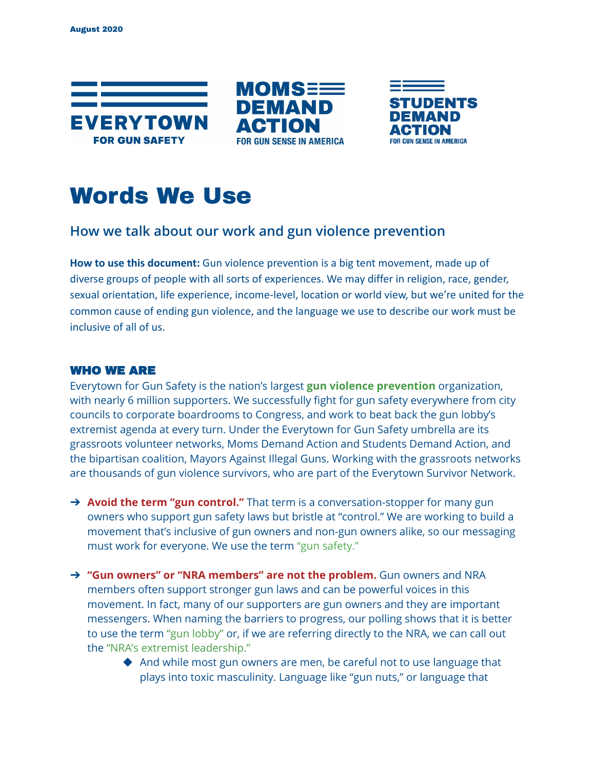August 2020

EVERYTOWN FOR GUN SAFETY

MOMS DEMAND ACTION FOR GUN SENSE IN AMERICA

STUDENTS DEMAND ACTION FOR GUN SENSE IN AMERICA

# Words We Use

## How we talk about our work and gun violence prevention

**How to use this document:** Gun violence prevention is a big tent movement, made up of diverse groups of people with all sorts of experiences. We may differ in religion, race, gender, sexual orientation, life experience, income-level, location or world view, but we're united for the common cause of ending gun violence, and the language we use to describe our work must be inclusive of all of us.

### WHO WE ARE

Everytown for Gun Safety is the nation's largest **gun violence prevention** organization, with nearly 6 million supporters. We successfully fight for gun safety everywhere from city councils to corporate boardrooms to Congress, and work to beat back the gun lobby's extremist agenda at every turn. Under the Everytown for Gun Safety umbrella are its grassroots volunteer networks, Moms Demand Action and Students Demand Action, and the bipartisan coalition, Mayors Against Illegal Guns. Working with the grassroots networks are thousands of gun violence survivors, who are part of the Everytown Survivor Network.

- **Avoid the term "gun control."** That term is a conversation-stopper for many gun owners who support gun safety laws but bristle at "control." We are working to build a movement that's inclusive of gun owners and non-gun owners alike, so our messaging must work for everyone. We use the term "gun safety."

- **"Gun owners" or "NRA members" are not the problem.** Gun owners and NRA members often support stronger gun laws and can be powerful voices in this movement. In fact, many of our supporters are gun owners and they are important messengers. When naming the barriers to progress, our polling shows that it is better to use the term "gun lobby" or, if we are referring directly to the NRA, we can call out the "NRA's extremist leadership."
  - And while most gun owners are men, be careful not to use language that plays into toxic masculinity. Language like "gun nuts," or language that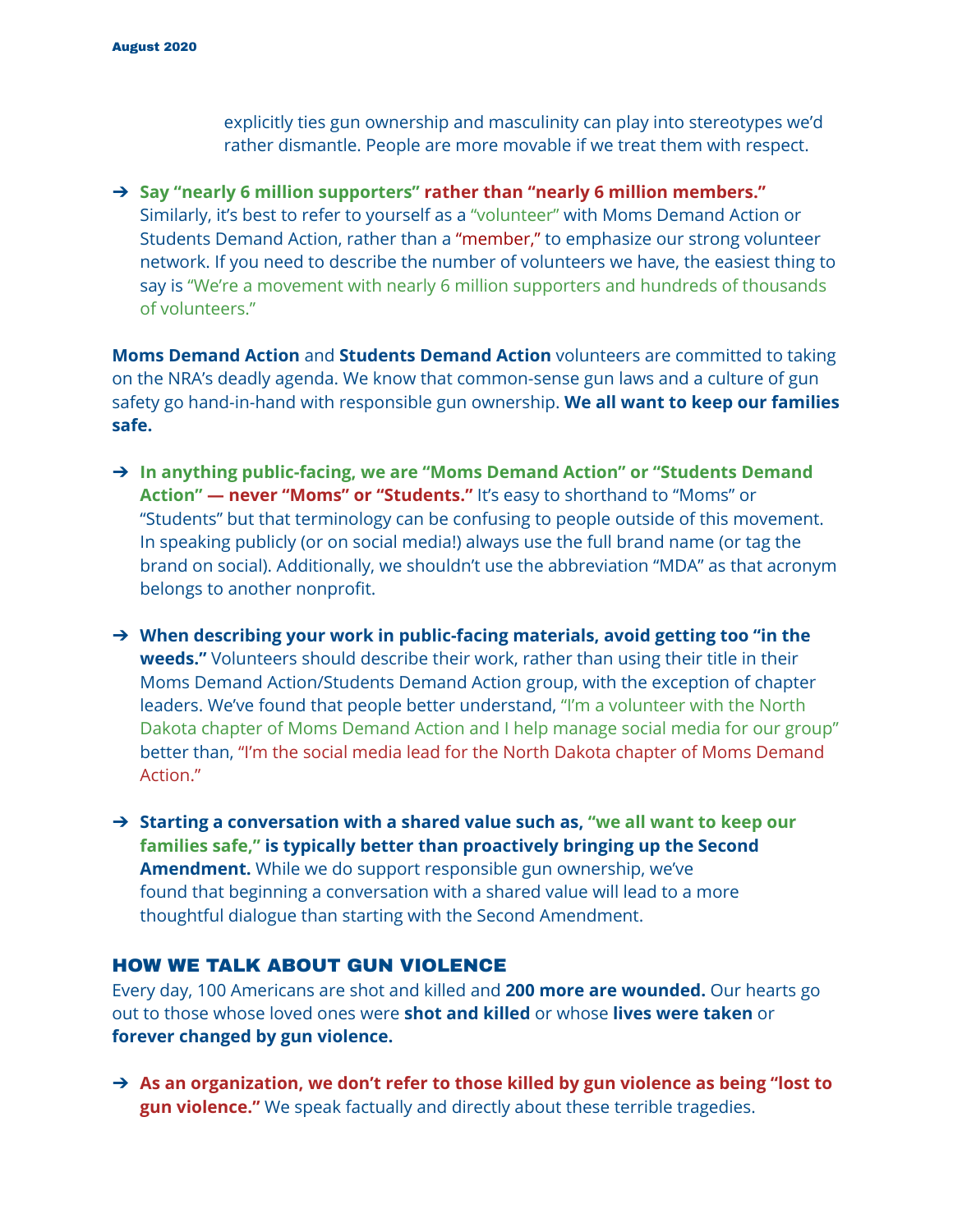explicitly ties gun ownership and masculinity can play into stereotypes we'd rather dismantle. People are more movable if we treat them with respect.

- **Say "nearly 6 million supporters" rather than "nearly 6 million members."** Similarly, it's best to refer to yourself as a "volunteer" with Moms Demand Action or Students Demand Action, rather than a "member," to emphasize our strong volunteer network. If you need to describe the number of volunteers we have, the easiest thing to say is "We're a movement with nearly 6 million supporters and hundreds of thousands of volunteers."

**Moms Demand Action** and **Students Demand Action** volunteers are committed to taking on the NRA's deadly agenda. We know that common-sense gun laws and a culture of gun safety go hand-in-hand with responsible gun ownership. **We all want to keep our families safe.**

- **In anything public-facing, we are "Moms Demand Action" or "Students Demand Action" — never "Moms" or "Students."** It's easy to shorthand to "Moms" or "Students" but that terminology can be confusing to people outside of this movement. In speaking publicly (or on social media!) always use the full brand name (or tag the brand on social). Additionally, we shouldn't use the abbreviation "MDA" as that acronym belongs to another nonprofit.

- **When describing your work in public-facing materials, avoid getting too "in the weeds."** Volunteers should describe their work, rather than using their title in their Moms Demand Action/Students Demand Action group, with the exception of chapter leaders. We've found that people better understand, "I'm a volunteer with the North Dakota chapter of Moms Demand Action and I help manage social media for our group" better than, "I'm the social media lead for the North Dakota chapter of Moms Demand Action."

- **Starting a conversation with a shared value such as, "we all want to keep our families safe," is typically better than proactively bringing up the Second Amendment.** While we do support responsible gun ownership, we've found that beginning a conversation with a shared value will lead to a more thoughtful dialogue than starting with the Second Amendment.

## HOW WE TALK ABOUT GUN VIOLENCE

Every day, 100 Americans are shot and killed and **200 more are wounded.** Our hearts go out to those whose loved ones were **shot and killed** or whose **lives were taken** or **forever changed by gun violence.**

- **As an organization, we don't refer to those killed by gun violence as being "lost to gun violence."** We speak factually and directly about these terrible tragedies.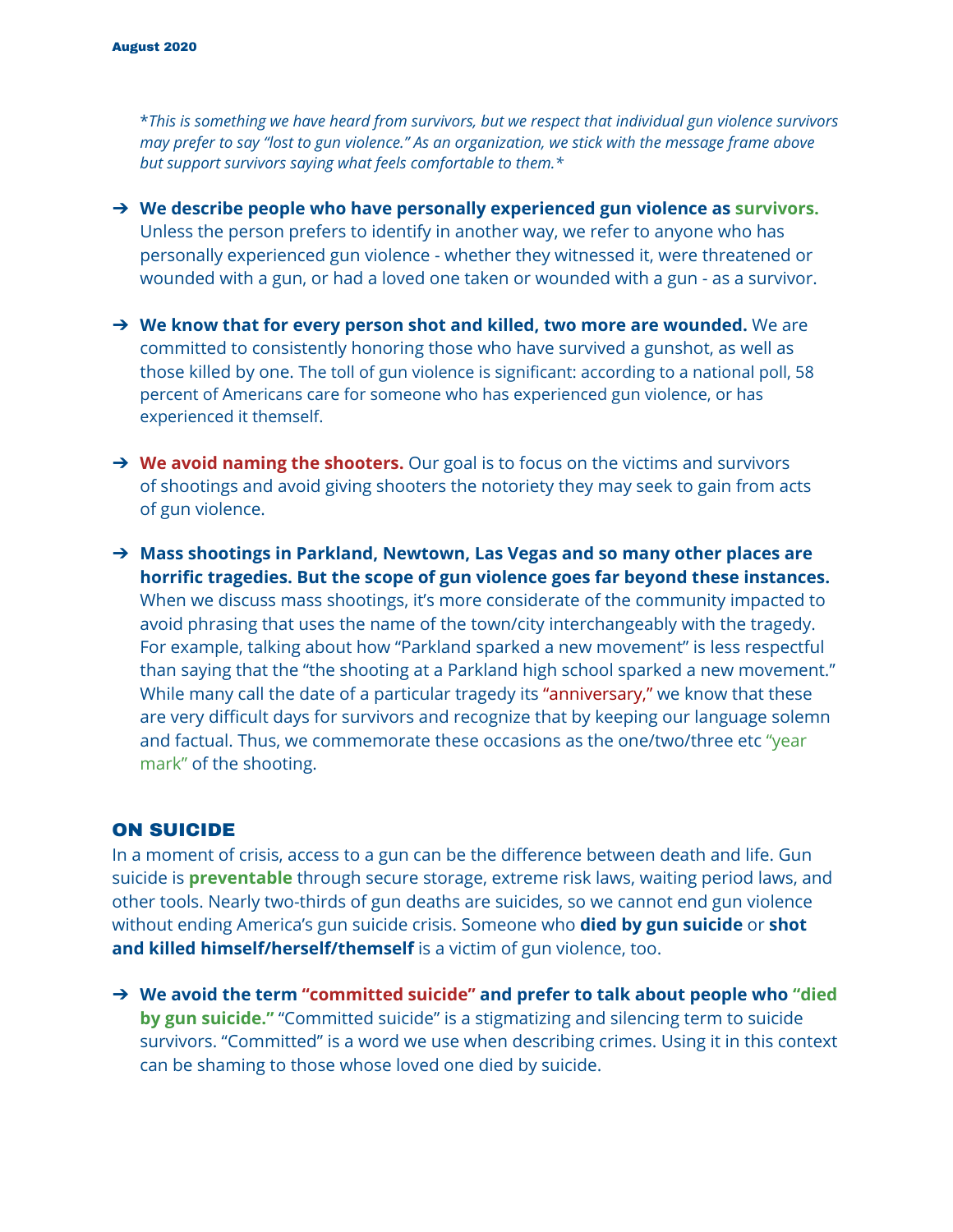*\*This is something we have heard from survivors, but we respect that individual gun violence survivors may prefer to say "lost to gun violence." As an organization, we stick with the message frame above but support survivors saying what feels comfortable to them.\**

- **We describe people who have personally experienced gun violence as survivors.** Unless the person prefers to identify in another way, we refer to anyone who has personally experienced gun violence - whether they witnessed it, were threatened or wounded with a gun, or had a loved one taken or wounded with a gun - as a survivor.

- **We know that for every person shot and killed, two more are wounded.** We are committed to consistently honoring those who have survived a gunshot, as well as those killed by one. The toll of gun violence is significant: according to a national poll, 58 percent of Americans care for someone who has experienced gun violence, or has experienced it themself.

- **We avoid naming the shooters.** Our goal is to focus on the victims and survivors of shootings and avoid giving shooters the notoriety they may seek to gain from acts of gun violence.

- **Mass shootings in Parkland, Newtown, Las Vegas and so many other places are horrific tragedies. But the scope of gun violence goes far beyond these instances.** When we discuss mass shootings, it's more considerate of the community impacted to avoid phrasing that uses the name of the town/city interchangeably with the tragedy. For example, talking about how "Parkland sparked a new movement" is less respectful than saying that the "the shooting at a Parkland high school sparked a new movement." While many call the date of a particular tragedy its "anniversary," we know that these are very difficult days for survivors and recognize that by keeping our language solemn and factual. Thus, we commemorate these occasions as the one/two/three etc "year mark" of the shooting.

## ON SUICIDE

In a moment of crisis, access to a gun can be the difference between death and life. Gun suicide is **preventable** through secure storage, extreme risk laws, waiting period laws, and other tools. Nearly two-thirds of gun deaths are suicides, so we cannot end gun violence without ending America's gun suicide crisis. Someone who **died by gun suicide** or **shot and killed himself/herself/themself** is a victim of gun violence, too.

- **We avoid the term "committed suicide" and prefer to talk about people who "died by gun suicide."** "Committed suicide" is a stigmatizing and silencing term to suicide survivors. "Committed" is a word we use when describing crimes. Using it in this context can be shaming to those whose loved one died by suicide.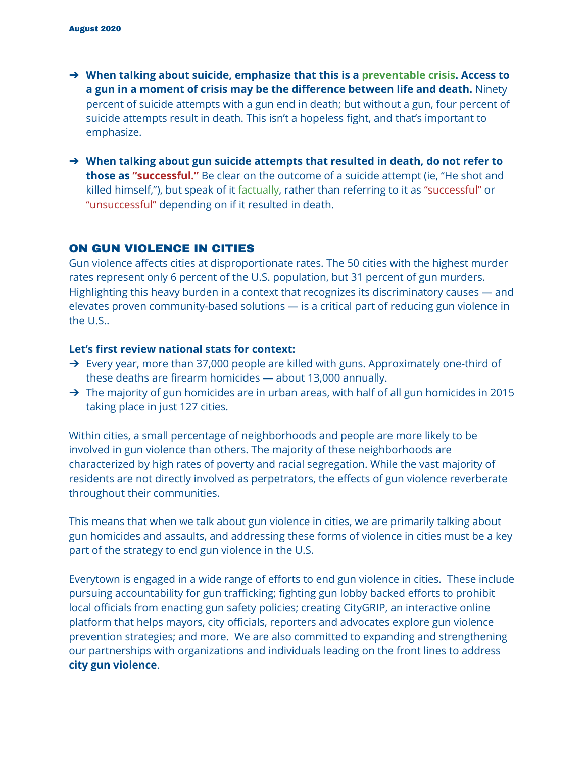- **When talking about suicide, emphasize that this is a preventable crisis. Access to a gun in a moment of crisis may be the difference between life and death.** Ninety percent of suicide attempts with a gun end in death; but without a gun, four percent of suicide attempts result in death. This isn't a hopeless fight, and that's important to emphasize.

- **When talking about gun suicide attempts that resulted in death, do not refer to those as "successful."** Be clear on the outcome of a suicide attempt (ie, "He shot and killed himself,"), but speak of it factually, rather than referring to it as "successful" or "unsuccessful" depending on if it resulted in death.

## ON GUN VIOLENCE IN CITIES

Gun violence affects cities at disproportionate rates. The 50 cities with the highest murder rates represent only 6 percent of the U.S. population, but 31 percent of gun murders. Highlighting this heavy burden in a context that recognizes its discriminatory causes — and elevates proven community-based solutions — is a critical part of reducing gun violence in the U.S..

**Let's first review national stats for context:**

- Every year, more than 37,000 people are killed with guns. Approximately one-third of these deaths are firearm homicides — about 13,000 annually.
- The majority of gun homicides are in urban areas, with half of all gun homicides in 2015 taking place in just 127 cities.

Within cities, a small percentage of neighborhoods and people are more likely to be involved in gun violence than others. The majority of these neighborhoods are characterized by high rates of poverty and racial segregation. While the vast majority of residents are not directly involved as perpetrators, the effects of gun violence reverberate throughout their communities.

This means that when we talk about gun violence in cities, we are primarily talking about gun homicides and assaults, and addressing these forms of violence in cities must be a key part of the strategy to end gun violence in the U.S.

Everytown is engaged in a wide range of efforts to end gun violence in cities. These include pursuing accountability for gun trafficking; fighting gun lobby backed efforts to prohibit local officials from enacting gun safety policies; creating CityGRIP, an interactive online platform that helps mayors, city officials, reporters and advocates explore gun violence prevention strategies; and more. We are also committed to expanding and strengthening our partnerships with organizations and individuals leading on the front lines to address **city gun violence**.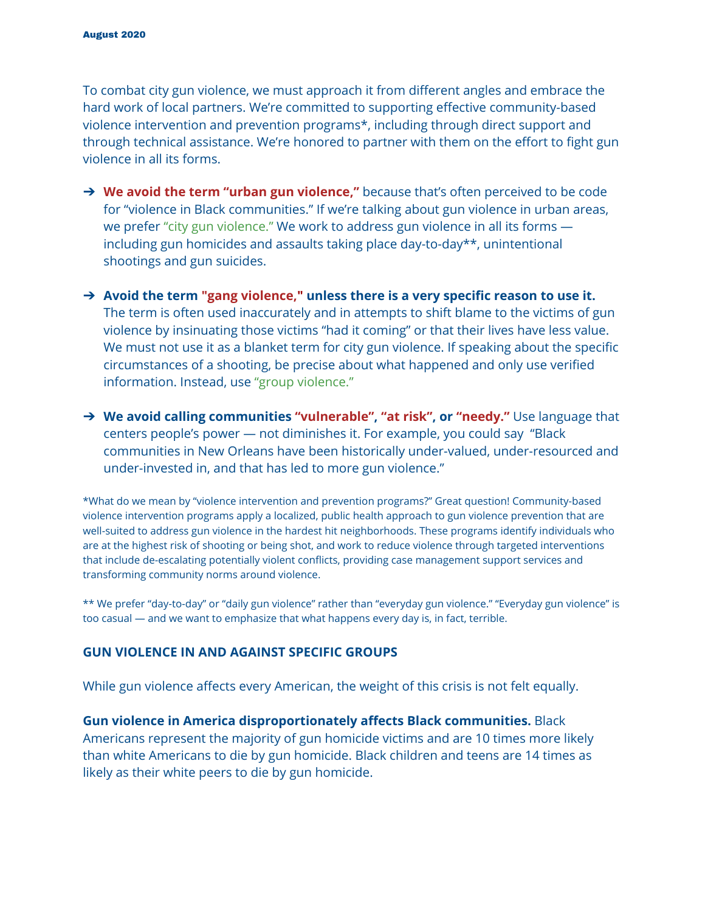To combat city gun violence, we must approach it from different angles and embrace the hard work of local partners. We're committed to supporting effective community-based violence intervention and prevention programs*, including through direct support and through technical assistance. We're honored to partner with them on the effort to fight gun violence in all its forms.

- **We avoid the term "urban gun violence,"** because that's often perceived to be code for "violence in Black communities." If we're talking about gun violence in urban areas, we prefer "city gun violence." We work to address gun violence in all its forms — including gun homicides and assaults taking place day-to-day**, unintentional shootings and gun suicides.

- **Avoid the term "gang violence," unless there is a very specific reason to use it.** The term is often used inaccurately and in attempts to shift blame to the victims of gun violence by insinuating those victims "had it coming" or that their lives have less value. We must not use it as a blanket term for city gun violence. If speaking about the specific circumstances of a shooting, be precise about what happened and only use verified information. Instead, use "group violence."

- **We avoid calling communities "vulnerable", "at risk", or "needy."** Use language that centers people's power — not diminishes it. For example, you could say "Black communities in New Orleans have been historically under-valued, under-resourced and under-invested in, and that has led to more gun violence."

*What do we mean by "violence intervention and prevention programs?" Great question! Community-based violence intervention programs apply a localized, public health approach to gun violence prevention that are well-suited to address gun violence in the hardest hit neighborhoods. These programs identify individuals who are at the highest risk of shooting or being shot, and work to reduce violence through targeted interventions that include de-escalating potentially violent conflicts, providing case management support services and transforming community norms around violence.

** We prefer "day-to-day" or "daily gun violence" rather than "everyday gun violence." "Everyday gun violence" is too casual — and we want to emphasize that what happens every day is, in fact, terrible.

## GUN VIOLENCE IN AND AGAINST SPECIFIC GROUPS

While gun violence affects every American, the weight of this crisis is not felt equally.

**Gun violence in America disproportionately affects Black communities.** Black Americans represent the majority of gun homicide victims and are 10 times more likely than white Americans to die by gun homicide. Black children and teens are 14 times as likely as their white peers to die by gun homicide.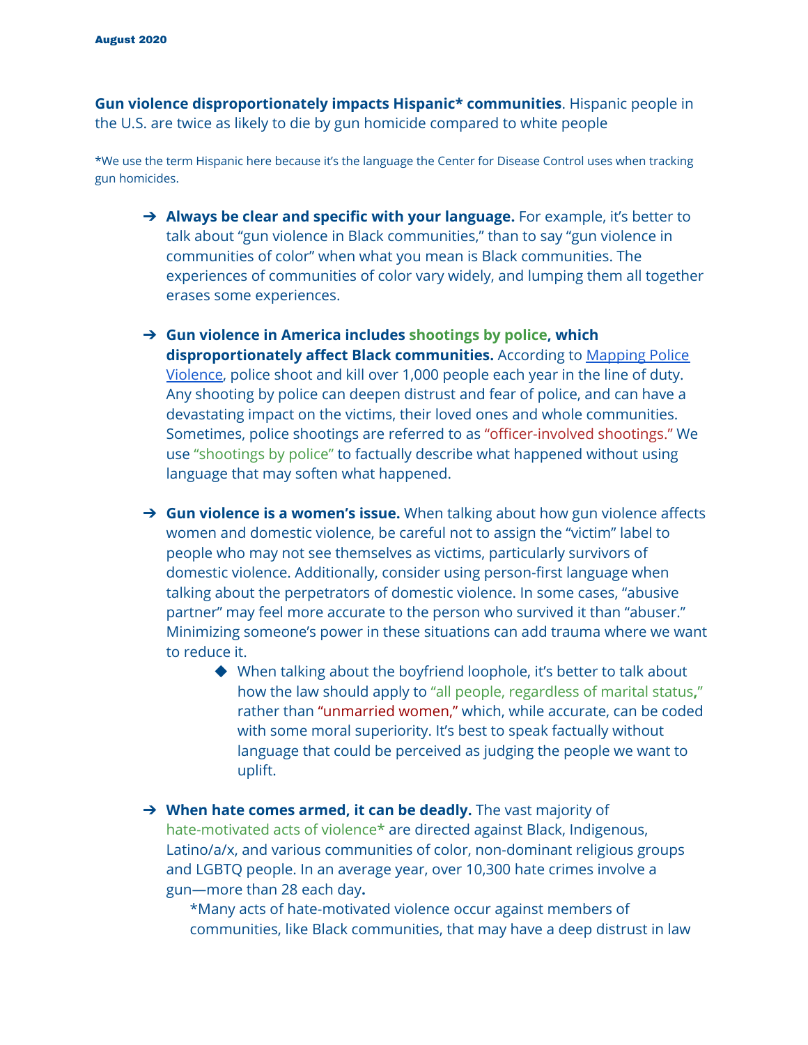**Gun violence disproportionately impacts Hispanic* communities**. Hispanic people in the U.S. are twice as likely to die by gun homicide compared to white people

*We use the term Hispanic here because it's the language the Center for Disease Control uses when tracking gun homicides.

- **Always be clear and specific with your language.** For example, it's better to talk about "gun violence in Black communities," than to say "gun violence in communities of color" when what you mean is Black communities. The experiences of communities of color vary widely, and lumping them all together erases some experiences.

- **Gun violence in America includes shootings by police, which disproportionately affect Black communities.** According to [Mapping Police Violence](), police shoot and kill over 1,000 people each year in the line of duty. Any shooting by police can deepen distrust and fear of police, and can have a devastating impact on the victims, their loved ones and whole communities. Sometimes, police shootings are referred to as "officer-involved shootings." We use "shootings by police" to factually describe what happened without using language that may soften what happened.

- **Gun violence is a women's issue.** When talking about how gun violence affects women and domestic violence, be careful not to assign the "victim" label to people who may not see themselves as victims, particularly survivors of domestic violence. Additionally, consider using person-first language when talking about the perpetrators of domestic violence. In some cases, "abusive partner" may feel more accurate to the person who survived it than "abuser." Minimizing someone's power in these situations can add trauma where we want to reduce it.
    - When talking about the boyfriend loophole, it's better to talk about how the law should apply to "all people, regardless of marital status," rather than "unmarried women," which, while accurate, can be coded with some moral superiority. It's best to speak factually without language that could be perceived as judging the people we want to uplift.

- **When hate comes armed, it can be deadly.** The vast majority of hate-motivated acts of violence* are directed against Black, Indigenous, Latino/a/x, and various communities of color, non-dominant religious groups and LGBTQ people. In an average year, over 10,300 hate crimes involve a gun—more than 28 each day**.**

    *Many acts of hate-motivated violence occur against members of communities, like Black communities, that may have a deep distrust in law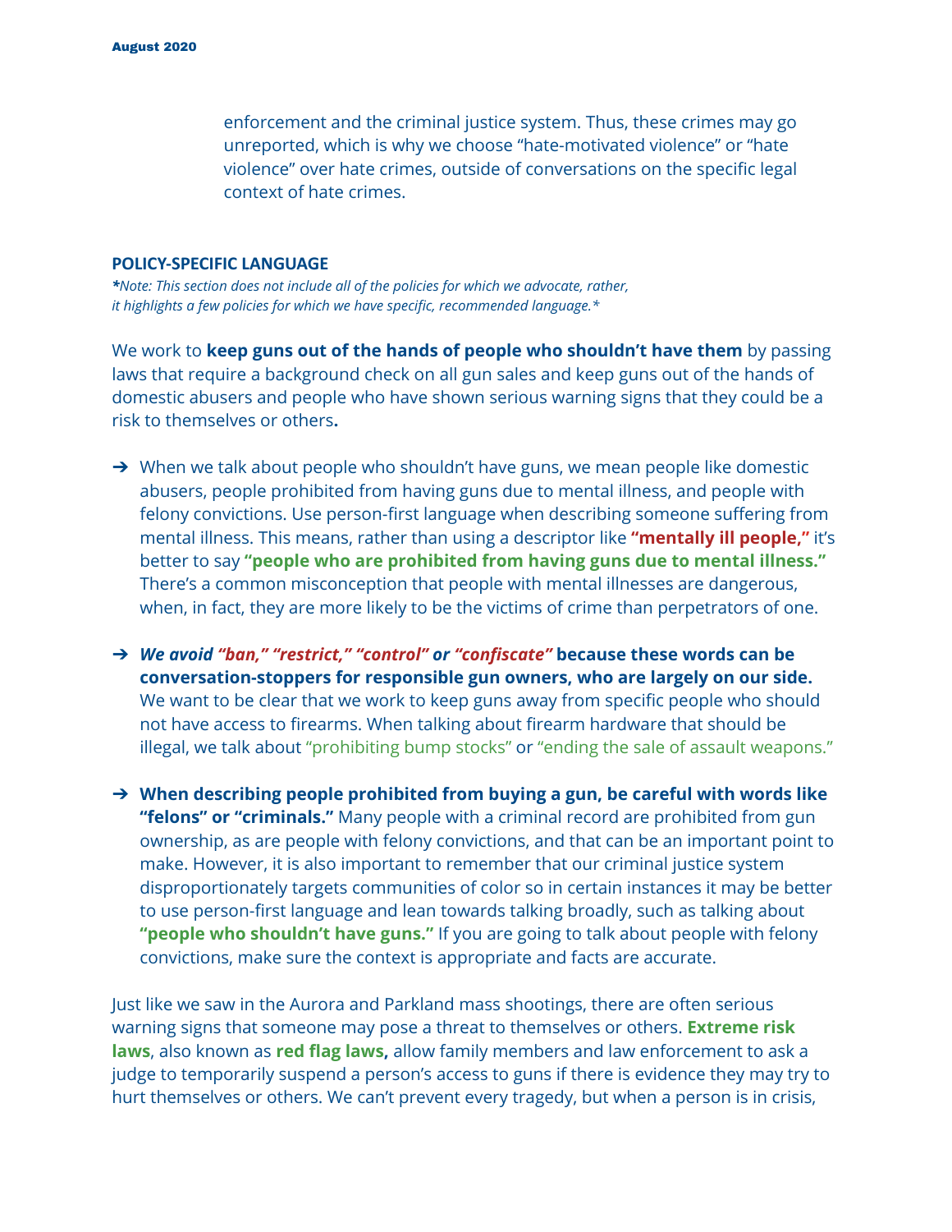enforcement and the criminal justice system. Thus, these crimes may go unreported, which is why we choose "hate-motivated violence" or "hate violence" over hate crimes, outside of conversations on the specific legal context of hate crimes.

## POLICY-SPECIFIC LANGUAGE

***Note: This section does not include all of the policies for which we advocate, rather, it highlights a few policies for which we have specific, recommended language.***

We work to **keep guns out of the hands of people who shouldn't have them** by passing laws that require a background check on all gun sales and keep guns out of the hands of domestic abusers and people who have shown serious warning signs that they could be a risk to themselves or others**.**

- When we talk about people who shouldn't have guns, we mean people like domestic abusers, people prohibited from having guns due to mental illness, and people with felony convictions. Use person-first language when describing someone suffering from mental illness. This means, rather than using a descriptor like **"mentally ill people,"** it's better to say **"people who are prohibited from having guns due to mental illness."** There's a common misconception that people with mental illnesses are dangerous, when, in fact, they are more likely to be the victims of crime than perpetrators of one.

- ***We avoid "ban," "restrict," "control" or "confiscate"*** **because these words can be conversation-stoppers for responsible gun owners, who are largely on our side.** We want to be clear that we work to keep guns away from specific people who should not have access to firearms. When talking about firearm hardware that should be illegal, we talk about "prohibiting bump stocks" or "ending the sale of assault weapons."

- **When describing people prohibited from buying a gun, be careful with words like "felons" or "criminals."** Many people with a criminal record are prohibited from gun ownership, as are people with felony convictions, and that can be an important point to make. However, it is also important to remember that our criminal justice system disproportionately targets communities of color so in certain instances it may be better to use person-first language and lean towards talking broadly, such as talking about **"people who shouldn't have guns."** If you are going to talk about people with felony convictions, make sure the context is appropriate and facts are accurate.

Just like we saw in the Aurora and Parkland mass shootings, there are often serious warning signs that someone may pose a threat to themselves or others. **Extreme risk laws**, also known as **red flag laws,** allow family members and law enforcement to ask a judge to temporarily suspend a person's access to guns if there is evidence they may try to hurt themselves or others. We can't prevent every tragedy, but when a person is in crisis,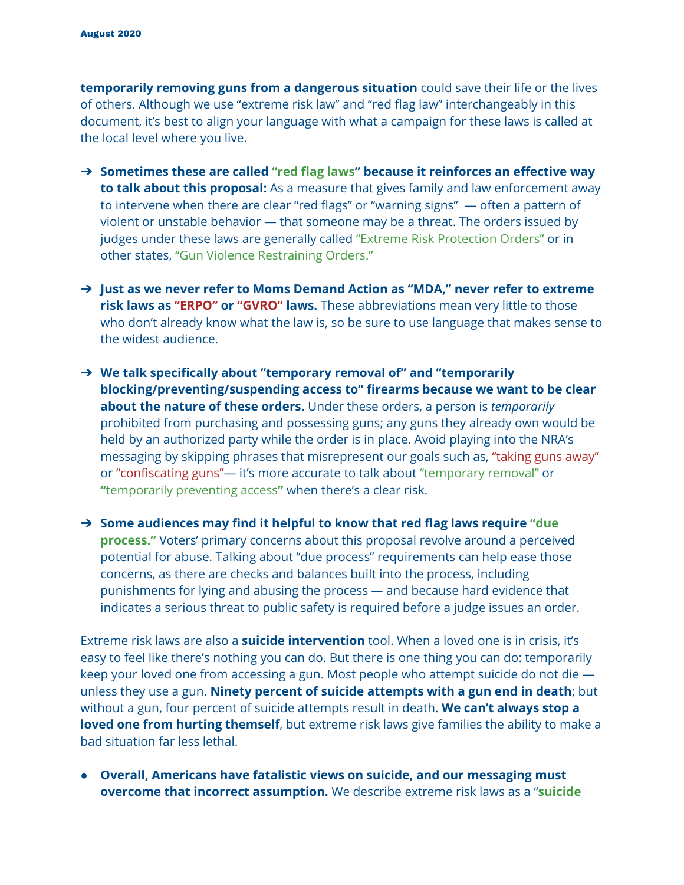**temporarily removing guns from a dangerous situation** could save their life or the lives of others. Although we use "extreme risk law" and "red flag law" interchangeably in this document, it's best to align your language with what a campaign for these laws is called at the local level where you live.

- **Sometimes these are called "red flag laws" because it reinforces an effective way to talk about this proposal:** As a measure that gives family and law enforcement away to intervene when there are clear "red flags" or "warning signs" — often a pattern of violent or unstable behavior — that someone may be a threat. The orders issued by judges under these laws are generally called "Extreme Risk Protection Orders" or in other states, "Gun Violence Restraining Orders."

- **Just as we never refer to Moms Demand Action as "MDA," never refer to extreme risk laws as "ERPO" or "GVRO" laws.** These abbreviations mean very little to those who don't already know what the law is, so be sure to use language that makes sense to the widest audience.

- **We talk specifically about "temporary removal of" and "temporarily blocking/preventing/suspending access to" firearms because we want to be clear about the nature of these orders.** Under these orders, a person is *temporarily* prohibited from purchasing and possessing guns; any guns they already own would be held by an authorized party while the order is in place. Avoid playing into the NRA's messaging by skipping phrases that misrepresent our goals such as, "taking guns away" or "confiscating guns"— it's more accurate to talk about "temporary removal" or **"**temporarily preventing access**"** when there's a clear risk.

- **Some audiences may find it helpful to know that red flag laws require "due process."** Voters' primary concerns about this proposal revolve around a perceived potential for abuse. Talking about "due process" requirements can help ease those concerns, as there are checks and balances built into the process, including punishments for lying and abusing the process — and because hard evidence that indicates a serious threat to public safety is required before a judge issues an order.

Extreme risk laws are also a **suicide intervention** tool. When a loved one is in crisis, it's easy to feel like there's nothing you can do. But there is one thing you can do: temporarily keep your loved one from accessing a gun. Most people who attempt suicide do not die — unless they use a gun. **Ninety percent of suicide attempts with a gun end in death**; but without a gun, four percent of suicide attempts result in death. **We can't always stop a loved one from hurting themself**, but extreme risk laws give families the ability to make a bad situation far less lethal.

- **Overall, Americans have fatalistic views on suicide, and our messaging must overcome that incorrect assumption.** We describe extreme risk laws as a "**suicide**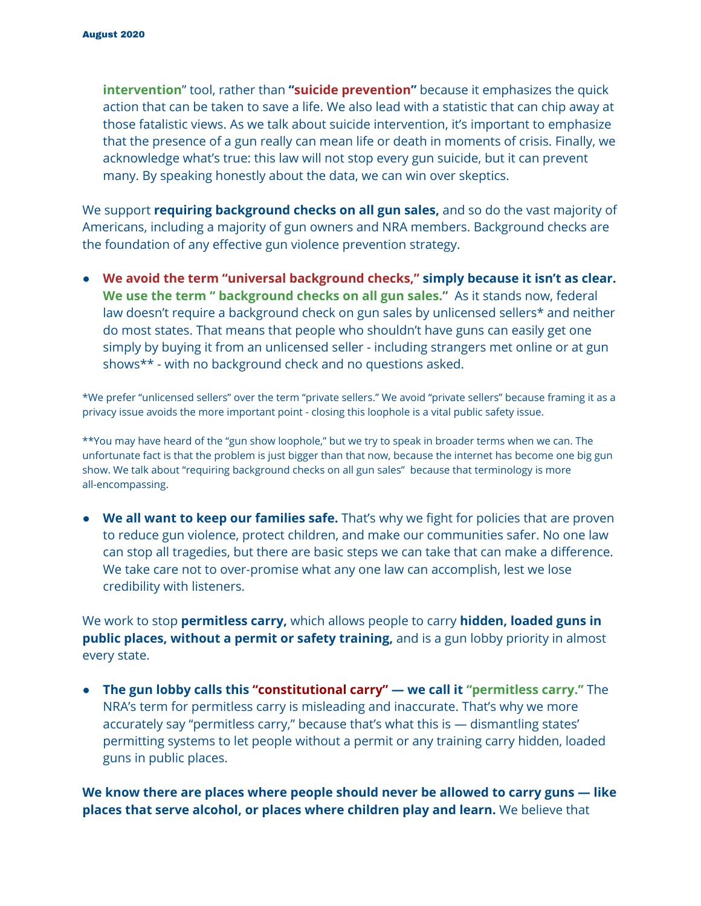**intervention**" tool, rather than **"suicide prevention"** because it emphasizes the quick action that can be taken to save a life. We also lead with a statistic that can chip away at those fatalistic views. As we talk about suicide intervention, it's important to emphasize that the presence of a gun really can mean life or death in moments of crisis. Finally, we acknowledge what's true: this law will not stop every gun suicide, but it can prevent many. By speaking honestly about the data, we can win over skeptics.

We support **requiring background checks on all gun sales,** and so do the vast majority of Americans, including a majority of gun owners and NRA members. Background checks are the foundation of any effective gun violence prevention strategy.

- **We avoid the term "universal background checks," simply because it isn't as clear. We use the term " background checks on all gun sales."** As it stands now, federal law doesn't require a background check on gun sales by unlicensed sellers* and neither do most states. That means that people who shouldn't have guns can easily get one simply by buying it from an unlicensed seller - including strangers met online or at gun shows** - with no background check and no questions asked.

*We prefer "unlicensed sellers" over the term "private sellers." We avoid "private sellers" because framing it as a privacy issue avoids the more important point - closing this loophole is a vital public safety issue.

**You may have heard of the "gun show loophole," but we try to speak in broader terms when we can. The unfortunate fact is that the problem is just bigger than that now, because the internet has become one big gun show. We talk about "requiring background checks on all gun sales" because that terminology is more all-encompassing.

- **We all want to keep our families safe.** That's why we fight for policies that are proven to reduce gun violence, protect children, and make our communities safer. No one law can stop all tragedies, but there are basic steps we can take that can make a difference. We take care not to over-promise what any one law can accomplish, lest we lose credibility with listeners.

We work to stop **permitless carry,** which allows people to carry **hidden, loaded guns in public places, without a permit or safety training,** and is a gun lobby priority in almost every state.

- **The gun lobby calls this "constitutional carry" — we call it "permitless carry."** The NRA's term for permitless carry is misleading and inaccurate. That's why we more accurately say "permitless carry," because that's what this is — dismantling states' permitting systems to let people without a permit or any training carry hidden, loaded guns in public places.

**We know there are places where people should never be allowed to carry guns — like places that serve alcohol, or places where children play and learn.** We believe that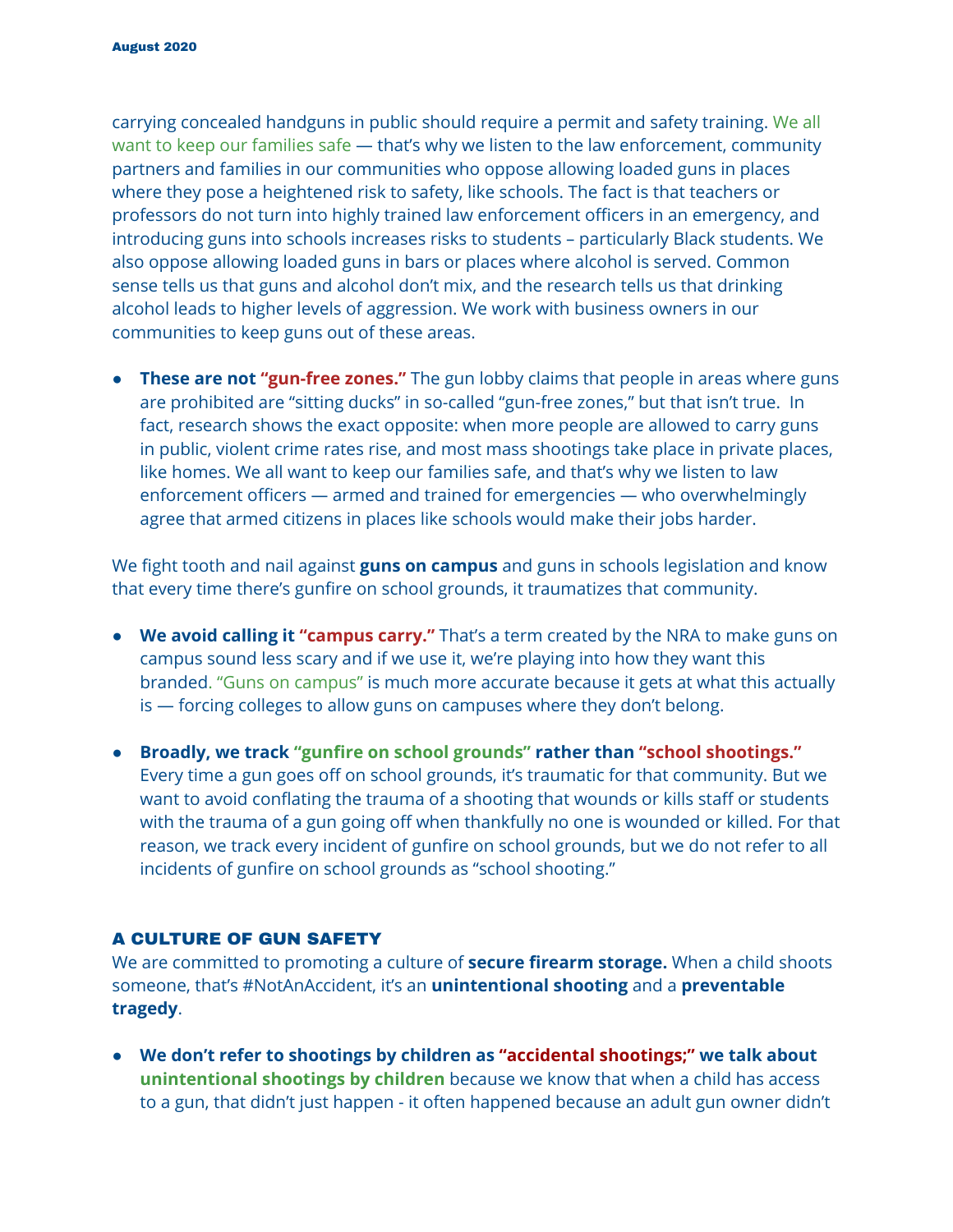carrying concealed handguns in public should require a permit and safety training. We all want to keep our families safe — that's why we listen to the law enforcement, community partners and families in our communities who oppose allowing loaded guns in places where they pose a heightened risk to safety, like schools. The fact is that teachers or professors do not turn into highly trained law enforcement officers in an emergency, and introducing guns into schools increases risks to students – particularly Black students. We also oppose allowing loaded guns in bars or places where alcohol is served. Common sense tells us that guns and alcohol don't mix, and the research tells us that drinking alcohol leads to higher levels of aggression. We work with business owners in our communities to keep guns out of these areas.

- **These are not "gun-free zones."** The gun lobby claims that people in areas where guns are prohibited are "sitting ducks" in so-called "gun-free zones," but that isn't true. In fact, research shows the exact opposite: when more people are allowed to carry guns in public, violent crime rates rise, and most mass shootings take place in private places, like homes. We all want to keep our families safe, and that's why we listen to law enforcement officers — armed and trained for emergencies — who overwhelmingly agree that armed citizens in places like schools would make their jobs harder.

We fight tooth and nail against **guns on campus** and guns in schools legislation and know that every time there's gunfire on school grounds, it traumatizes that community.

- **We avoid calling it "campus carry."** That's a term created by the NRA to make guns on campus sound less scary and if we use it, we're playing into how they want this branded. "Guns on campus" is much more accurate because it gets at what this actually is — forcing colleges to allow guns on campuses where they don't belong.

- **Broadly, we track "gunfire on school grounds" rather than "school shootings."** Every time a gun goes off on school grounds, it's traumatic for that community. But we want to avoid conflating the trauma of a shooting that wounds or kills staff or students with the trauma of a gun going off when thankfully no one is wounded or killed. For that reason, we track every incident of gunfire on school grounds, but we do not refer to all incidents of gunfire on school grounds as "school shooting."

## A CULTURE OF GUN SAFETY

We are committed to promoting a culture of **secure firearm storage.** When a child shoots someone, that's #NotAnAccident, it's an **unintentional shooting** and a **preventable tragedy**.

- **We don't refer to shootings by children as "accidental shootings;" we talk about unintentional shootings by children** because we know that when a child has access to a gun, that didn't just happen - it often happened because an adult gun owner didn't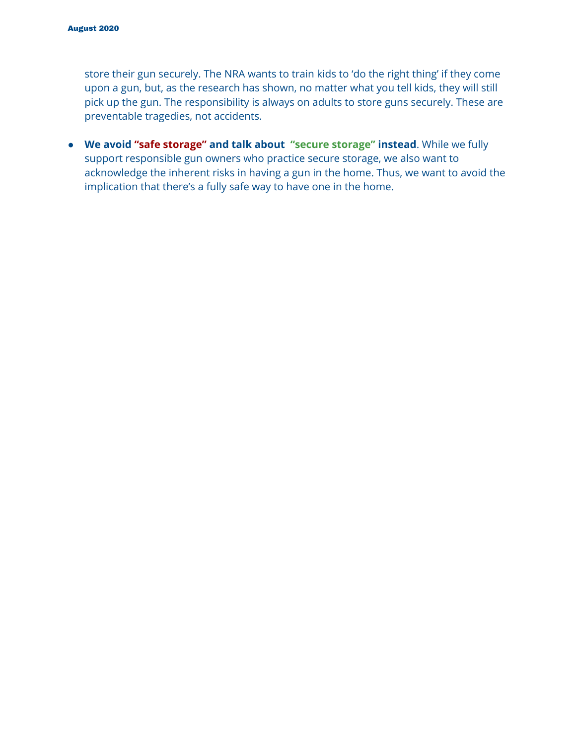store their gun securely. The NRA wants to train kids to 'do the right thing' if they come upon a gun, but, as the research has shown, no matter what you tell kids, they will still pick up the gun. The responsibility is always on adults to store guns securely. These are preventable tragedies, not accidents.

- **We avoid "safe storage" and talk about "secure storage" instead**. While we fully support responsible gun owners who practice secure storage, we also want to acknowledge the inherent risks in having a gun in the home. Thus, we want to avoid the implication that there's a fully safe way to have one in the home.